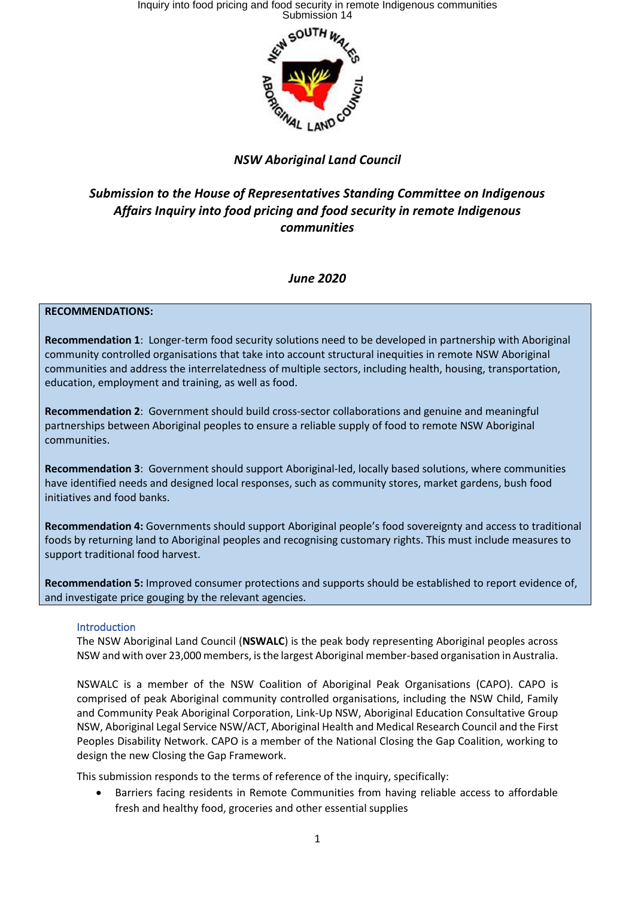*NSW Aboriginal Land Council*

## *Submission to the House of Representatives Standing Committee on Indigenous Affairs Inquiry into food pricing and food security in remote Indigenous communities*

***June 2020***

**RECOMMENDATIONS:**

**Recommendation 1**: Longer-term food security solutions need to be developed in partnership with Aboriginal community controlled organisations that take into account structural inequities in remote NSW Aboriginal communities and address the interrelatedness of multiple sectors, including health, housing, transportation, education, employment and training, as well as food.

**Recommendation 2**: Government should build cross-sector collaborations and genuine and meaningful partnerships between Aboriginal peoples to ensure a reliable supply of food to remote NSW Aboriginal communities.

**Recommendation 3**: Government should support Aboriginal-led, locally based solutions, where communities have identified needs and designed local responses, such as community stores, market gardens, bush food initiatives and food banks.

**Recommendation 4:** Governments should support Aboriginal people's food sovereignty and access to traditional foods by returning land to Aboriginal peoples and recognising customary rights. This must include measures to support traditional food harvest.

**Recommendation 5:** Improved consumer protections and supports should be established to report evidence of, and investigate price gouging by the relevant agencies.

### Introduction

The NSW Aboriginal Land Council (**NSWALC**) is the peak body representing Aboriginal peoples across NSW and with over 23,000 members, is the largest Aboriginal member-based organisation in Australia.

NSWALC is a member of the NSW Coalition of Aboriginal Peak Organisations (CAPO). CAPO is comprised of peak Aboriginal community controlled organisations, including the NSW Child, Family and Community Peak Aboriginal Corporation, Link-Up NSW, Aboriginal Education Consultative Group NSW, Aboriginal Legal Service NSW/ACT, Aboriginal Health and Medical Research Council and the First Peoples Disability Network. CAPO is a member of the National Closing the Gap Coalition, working to design the new Closing the Gap Framework.

This submission responds to the terms of reference of the inquiry, specifically:

- Barriers facing residents in Remote Communities from having reliable access to affordable fresh and healthy food, groceries and other essential supplies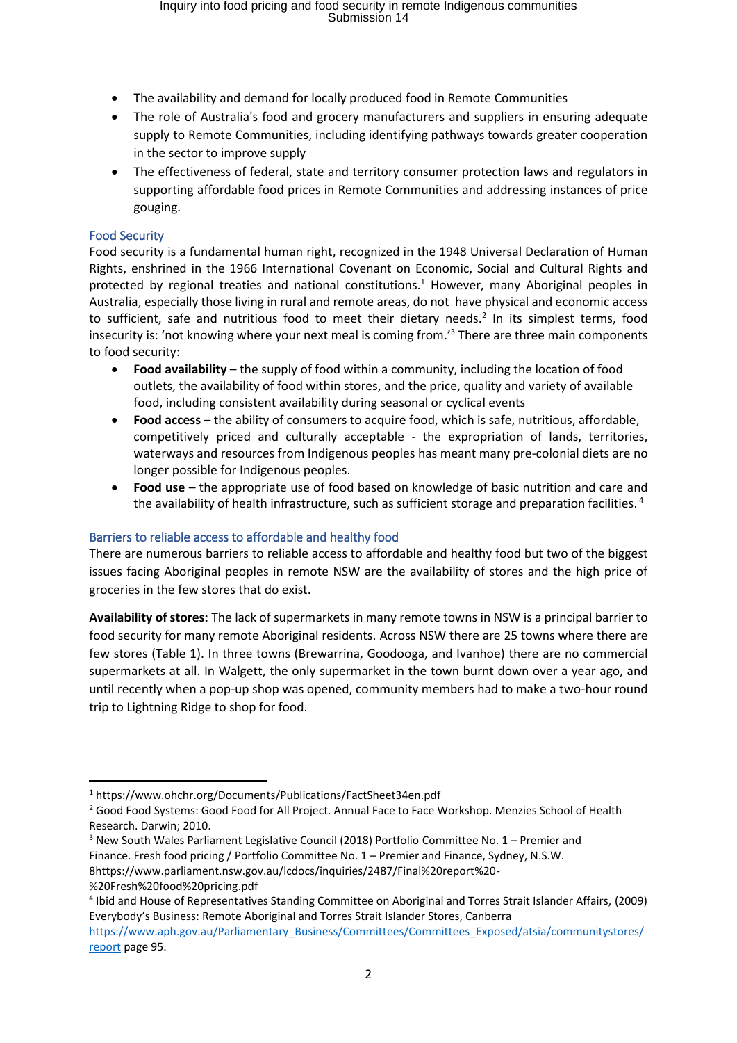- The availability and demand for locally produced food in Remote Communities
- The role of Australia's food and grocery manufacturers and suppliers in ensuring adequate supply to Remote Communities, including identifying pathways towards greater cooperation in the sector to improve supply
- The effectiveness of federal, state and territory consumer protection laws and regulators in supporting affordable food prices in Remote Communities and addressing instances of price gouging.

## Food Security

Food security is a fundamental human right, recognized in the 1948 Universal Declaration of Human Rights, enshrined in the 1966 International Covenant on Economic, Social and Cultural Rights and protected by regional treaties and national constitutions.[1] However, many Aboriginal peoples in Australia, especially those living in rural and remote areas, do not have physical and economic access to sufficient, safe and nutritious food to meet their dietary needs.[2] In its simplest terms, food insecurity is: 'not knowing where your next meal is coming from.'[3] There are three main components to food security:

- **Food availability** – the supply of food within a community, including the location of food outlets, the availability of food within stores, and the price, quality and variety of available food, including consistent availability during seasonal or cyclical events
- **Food access** – the ability of consumers to acquire food, which is safe, nutritious, affordable, competitively priced and culturally acceptable - the expropriation of lands, territories, waterways and resources from Indigenous peoples has meant many pre-colonial diets are no longer possible for Indigenous peoples.
- **Food use** – the appropriate use of food based on knowledge of basic nutrition and care and the availability of health infrastructure, such as sufficient storage and preparation facilities.[4]

## Barriers to reliable access to affordable and healthy food

There are numerous barriers to reliable access to affordable and healthy food but two of the biggest issues facing Aboriginal peoples in remote NSW are the availability of stores and the high price of groceries in the few stores that do exist.

**Availability of stores:** The lack of supermarkets in many remote towns in NSW is a principal barrier to food security for many remote Aboriginal residents. Across NSW there are 25 towns where there are few stores (Table 1). In three towns (Brewarrina, Goodooga, and Ivanhoe) there are no commercial supermarkets at all. In Walgett, the only supermarket in the town burnt down over a year ago, and until recently when a pop-up shop was opened, community members had to make a two-hour round trip to Lightning Ridge to shop for food.

---

[1] https://www.ohchr.org/Documents/Publications/FactSheet34en.pdf

[2] Good Food Systems: Good Food for All Project. Annual Face to Face Workshop. Menzies School of Health Research. Darwin; 2010.

[3] New South Wales Parliament Legislative Council (2018) Portfolio Committee No. 1 – Premier and Finance. Fresh food pricing / Portfolio Committee No. 1 – Premier and Finance, Sydney, N.S.W. 8https://www.parliament.nsw.gov.au/lcdocs/inquiries/2487/Final%20report%20-%20Fresh%20food%20pricing.pdf

[4] Ibid and House of Representatives Standing Committee on Aboriginal and Torres Strait Islander Affairs, (2009) Everybody's Business: Remote Aboriginal and Torres Strait Islander Stores, Canberra https://www.aph.gov.au/Parliamentary_Business/Committees/Committees_Exposed/atsia/communitystores/report page 95.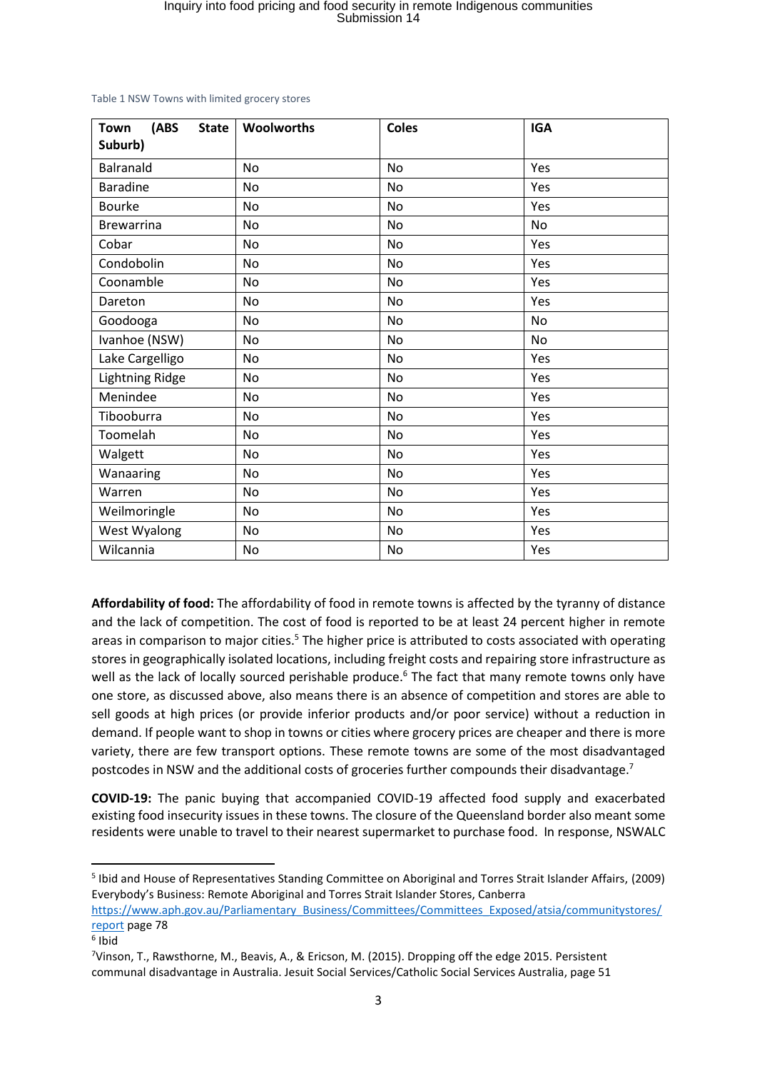Table 1 NSW Towns with limited grocery stores

| Town (ABS State Suburb) | Woolworths | Coles | IGA |
|---|---|---|---|
| Balranald | No | No | Yes |
| Baradine | No | No | Yes |
| Bourke | No | No | Yes |
| Brewarrina | No | No | No |
| Cobar | No | No | Yes |
| Condobolin | No | No | Yes |
| Coonamble | No | No | Yes |
| Dareton | No | No | Yes |
| Goodooga | No | No | No |
| Ivanhoe (NSW) | No | No | No |
| Lake Cargelligo | No | No | Yes |
| Lightning Ridge | No | No | Yes |
| Menindee | No | No | Yes |
| Tibooburra | No | No | Yes |
| Toomelah | No | No | Yes |
| Walgett | No | No | Yes |
| Wanaaring | No | No | Yes |
| Warren | No | No | Yes |
| Weilmoringle | No | No | Yes |
| West Wyalong | No | No | Yes |
| Wilcannia | No | No | Yes |

**Affordability of food:** The affordability of food in remote towns is affected by the tyranny of distance and the lack of competition. The cost of food is reported to be at least 24 percent higher in remote areas in comparison to major cities.[5] The higher price is attributed to costs associated with operating stores in geographically isolated locations, including freight costs and repairing store infrastructure as well as the lack of locally sourced perishable produce.[6] The fact that many remote towns only have one store, as discussed above, also means there is an absence of competition and stores are able to sell goods at high prices (or provide inferior products and/or poor service) without a reduction in demand. If people want to shop in towns or cities where grocery prices are cheaper and there is more variety, there are few transport options. These remote towns are some of the most disadvantaged postcodes in NSW and the additional costs of groceries further compounds their disadvantage.[7]

**COVID-19:** The panic buying that accompanied COVID-19 affected food supply and exacerbated existing food insecurity issues in these towns. The closure of the Queensland border also meant some residents were unable to travel to their nearest supermarket to purchase food. In response, NSWALC

---

[5] Ibid and House of Representatives Standing Committee on Aboriginal and Torres Strait Islander Affairs, (2009) Everybody's Business: Remote Aboriginal and Torres Strait Islander Stores, Canberra https://www.aph.gov.au/Parliamentary_Business/Committees/Committees_Exposed/atsia/communitystores/report page 78

[6] Ibid

[7] Vinson, T., Rawsthorne, M., Beavis, A., & Ericson, M. (2015). Dropping off the edge 2015. Persistent communal disadvantage in Australia. Jesuit Social Services/Catholic Social Services Australia, page 51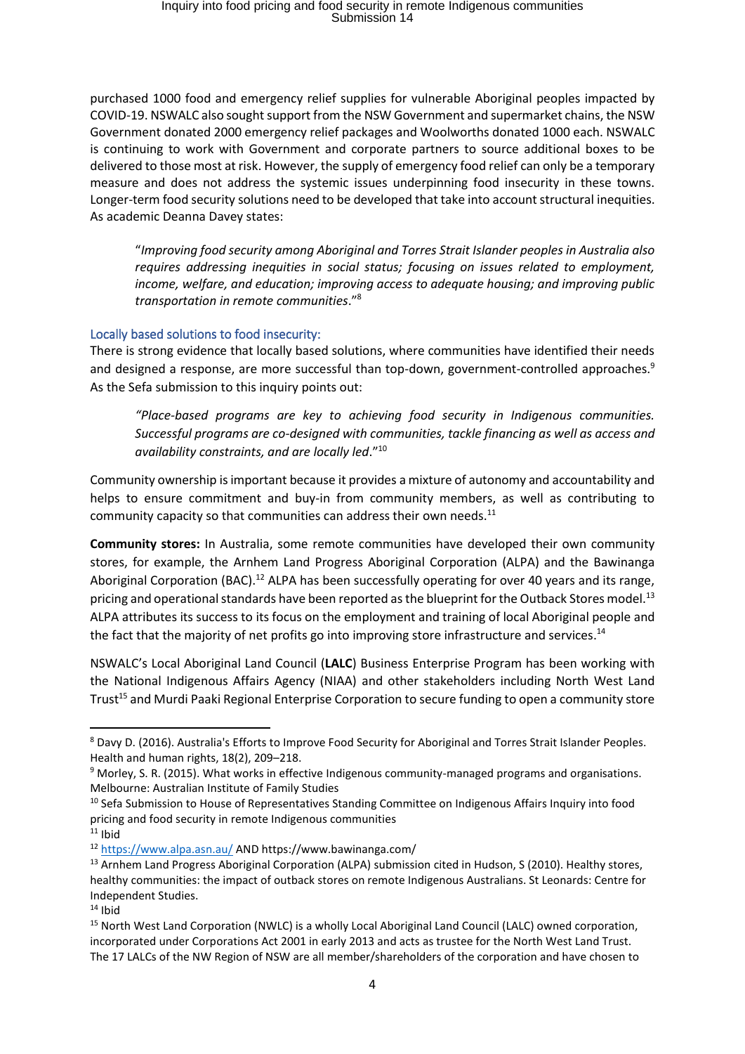purchased 1000 food and emergency relief supplies for vulnerable Aboriginal peoples impacted by COVID-19. NSWALC also sought support from the NSW Government and supermarket chains, the NSW Government donated 2000 emergency relief packages and Woolworths donated 1000 each. NSWALC is continuing to work with Government and corporate partners to source additional boxes to be delivered to those most at risk. However, the supply of emergency food relief can only be a temporary measure and does not address the systemic issues underpinning food insecurity in these towns. Longer-term food security solutions need to be developed that take into account structural inequities. As academic Deanna Davey states:

> "*Improving food security among Aboriginal and Torres Strait Islander peoples in Australia also requires addressing inequities in social status; focusing on issues related to employment, income, welfare, and education; improving access to adequate housing; and improving public transportation in remote communities*."[8]

### Locally based solutions to food insecurity:

There is strong evidence that locally based solutions, where communities have identified their needs and designed a response, are more successful than top-down, government-controlled approaches.[9] As the Sefa submission to this inquiry points out:

> *"Place-based programs are key to achieving food security in Indigenous communities. Successful programs are co-designed with communities, tackle financing as well as access and availability constraints, and are locally led*."[10]

Community ownership is important because it provides a mixture of autonomy and accountability and helps to ensure commitment and buy-in from community members, as well as contributing to community capacity so that communities can address their own needs.[11]

**Community stores:** In Australia, some remote communities have developed their own community stores, for example, the Arnhem Land Progress Aboriginal Corporation (ALPA) and the Bawinanga Aboriginal Corporation (BAC).[12] ALPA has been successfully operating for over 40 years and its range, pricing and operational standards have been reported as the blueprint for the Outback Stores model.[13] ALPA attributes its success to its focus on the employment and training of local Aboriginal people and the fact that the majority of net profits go into improving store infrastructure and services.[14]

NSWALC's Local Aboriginal Land Council (**LALC**) Business Enterprise Program has been working with the National Indigenous Affairs Agency (NIAA) and other stakeholders including North West Land Trust[15] and Murdi Paaki Regional Enterprise Corporation to secure funding to open a community store

---

[8] Davy D. (2016). Australia's Efforts to Improve Food Security for Aboriginal and Torres Strait Islander Peoples. Health and human rights, 18(2), 209–218.

[9] Morley, S. R. (2015). What works in effective Indigenous community-managed programs and organisations. Melbourne: Australian Institute of Family Studies

[10] Sefa Submission to House of Representatives Standing Committee on Indigenous Affairs Inquiry into food pricing and food security in remote Indigenous communities

[11] Ibid

[12] https://www.alpa.asn.au/ AND https://www.bawinanga.com/

[13] Arnhem Land Progress Aboriginal Corporation (ALPA) submission cited in Hudson, S (2010). Healthy stores, healthy communities: the impact of outback stores on remote Indigenous Australians. St Leonards: Centre for Independent Studies.

[14] Ibid

[15] North West Land Corporation (NWLC) is a wholly Local Aboriginal Land Council (LALC) owned corporation, incorporated under Corporations Act 2001 in early 2013 and acts as trustee for the North West Land Trust. The 17 LALCs of the NW Region of NSW are all member/shareholders of the corporation and have chosen to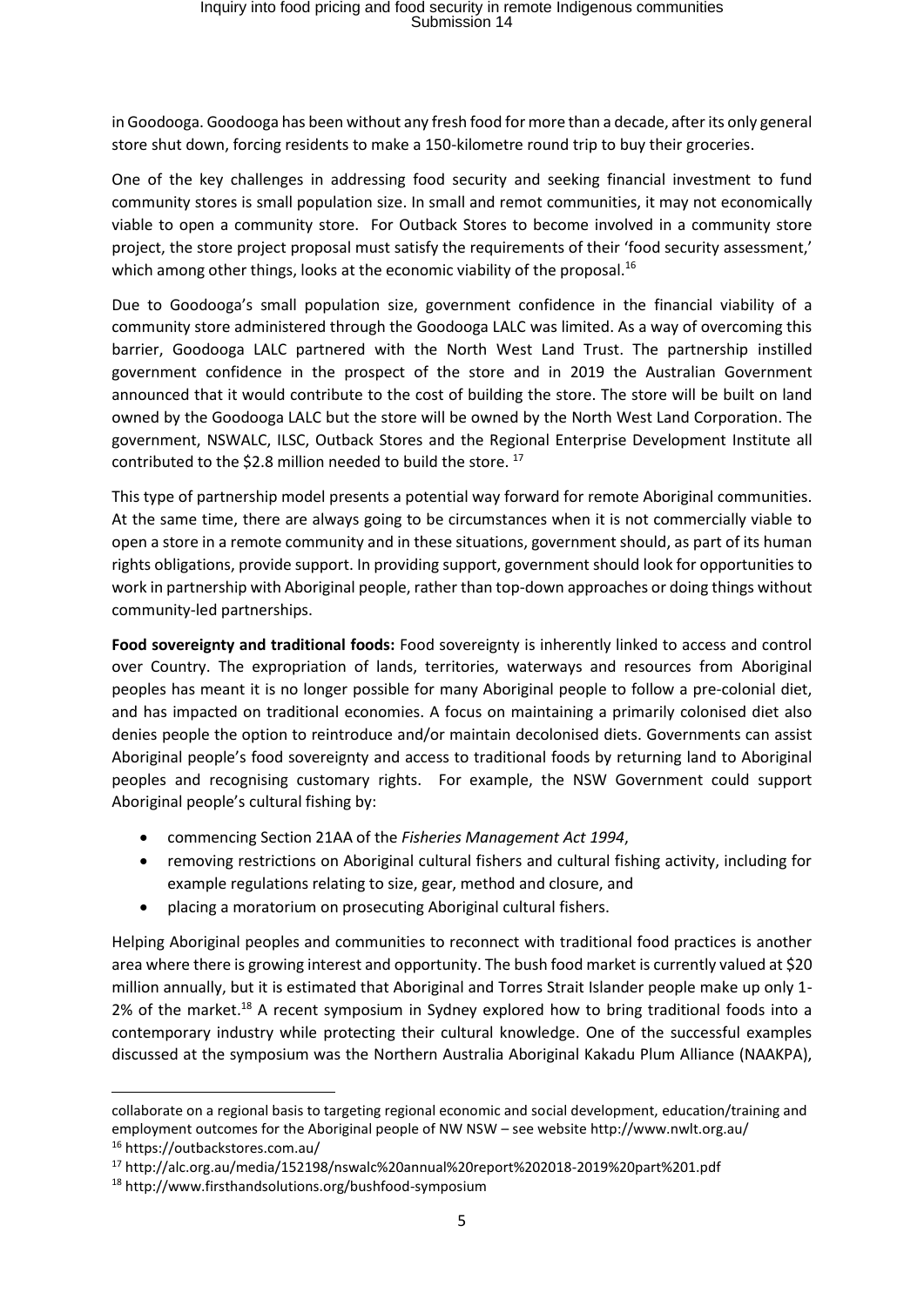in Goodooga. Goodooga has been without any fresh food for more than a decade, after its only general store shut down, forcing residents to make a 150-kilometre round trip to buy their groceries.

One of the key challenges in addressing food security and seeking financial investment to fund community stores is small population size. In small and remot communities, it may not economically viable to open a community store. For Outback Stores to become involved in a community store project, the store project proposal must satisfy the requirements of their 'food security assessment,' which among other things, looks at the economic viability of the proposal.[16]

Due to Goodooga's small population size, government confidence in the financial viability of a community store administered through the Goodooga LALC was limited. As a way of overcoming this barrier, Goodooga LALC partnered with the North West Land Trust. The partnership instilled government confidence in the prospect of the store and in 2019 the Australian Government announced that it would contribute to the cost of building the store. The store will be built on land owned by the Goodooga LALC but the store will be owned by the North West Land Corporation. The government, NSWALC, ILSC, Outback Stores and the Regional Enterprise Development Institute all contributed to the $2.8 million needed to build the store. [17]

This type of partnership model presents a potential way forward for remote Aboriginal communities. At the same time, there are always going to be circumstances when it is not commercially viable to open a store in a remote community and in these situations, government should, as part of its human rights obligations, provide support. In providing support, government should look for opportunities to work in partnership with Aboriginal people, rather than top-down approaches or doing things without community-led partnerships.

**Food sovereignty and traditional foods:** Food sovereignty is inherently linked to access and control over Country. The expropriation of lands, territories, waterways and resources from Aboriginal peoples has meant it is no longer possible for many Aboriginal people to follow a pre-colonial diet, and has impacted on traditional economies. A focus on maintaining a primarily colonised diet also denies people the option to reintroduce and/or maintain decolonised diets. Governments can assist Aboriginal people's food sovereignty and access to traditional foods by returning land to Aboriginal peoples and recognising customary rights. For example, the NSW Government could support Aboriginal people's cultural fishing by:

- commencing Section 21AA of the *Fisheries Management Act 1994*,
- removing restrictions on Aboriginal cultural fishers and cultural fishing activity, including for example regulations relating to size, gear, method and closure, and
- placing a moratorium on prosecuting Aboriginal cultural fishers.

Helping Aboriginal peoples and communities to reconnect with traditional food practices is another area where there is growing interest and opportunity. The bush food market is currently valued at $20 million annually, but it is estimated that Aboriginal and Torres Strait Islander people make up only 1-2% of the market.[18] A recent symposium in Sydney explored how to bring traditional foods into a contemporary industry while protecting their cultural knowledge. One of the successful examples discussed at the symposium was the Northern Australia Aboriginal Kakadu Plum Alliance (NAAKPA),

---

collaborate on a regional basis to targeting regional economic and social development, education/training and employment outcomes for the Aboriginal people of NW NSW – see website http://www.nwlt.org.au/

[16] https://outbackstores.com.au/

[17] http://alc.org.au/media/152198/nswalc%20annual%20report%202018-2019%20part%201.pdf

[18] http://www.firsthandsolutions.org/bushfood-symposium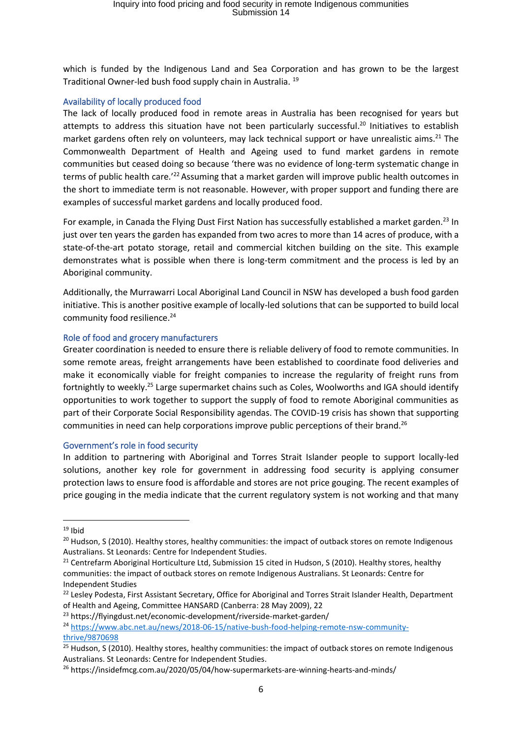which is funded by the Indigenous Land and Sea Corporation and has grown to be the largest Traditional Owner-led bush food supply chain in Australia. [19]

## Availability of locally produced food

The lack of locally produced food in remote areas in Australia has been recognised for years but attempts to address this situation have not been particularly successful.[20] Initiatives to establish market gardens often rely on volunteers, may lack technical support or have unrealistic aims.[21] The Commonwealth Department of Health and Ageing used to fund market gardens in remote communities but ceased doing so because 'there was no evidence of long-term systematic change in terms of public health care.'[22] Assuming that a market garden will improve public health outcomes in the short to immediate term is not reasonable. However, with proper support and funding there are examples of successful market gardens and locally produced food.

For example, in Canada the Flying Dust First Nation has successfully established a market garden.[23] In just over ten years the garden has expanded from two acres to more than 14 acres of produce, with a state-of-the-art potato storage, retail and commercial kitchen building on the site. This example demonstrates what is possible when there is long-term commitment and the process is led by an Aboriginal community.

Additionally, the Murrawarri Local Aboriginal Land Council in NSW has developed a bush food garden initiative. This is another positive example of locally-led solutions that can be supported to build local community food resilience.[24]

## Role of food and grocery manufacturers

Greater coordination is needed to ensure there is reliable delivery of food to remote communities. In some remote areas, freight arrangements have been established to coordinate food deliveries and make it economically viable for freight companies to increase the regularity of freight runs from fortnightly to weekly.[25] Large supermarket chains such as Coles, Woolworths and IGA should identify opportunities to work together to support the supply of food to remote Aboriginal communities as part of their Corporate Social Responsibility agendas. The COVID-19 crisis has shown that supporting communities in need can help corporations improve public perceptions of their brand.[26]

## Government's role in food security

In addition to partnering with Aboriginal and Torres Strait Islander people to support locally-led solutions, another key role for government in addressing food security is applying consumer protection laws to ensure food is affordable and stores are not price gouging. The recent examples of price gouging in the media indicate that the current regulatory system is not working and that many

---

[19] Ibid

[20] Hudson, S (2010). Healthy stores, healthy communities: the impact of outback stores on remote Indigenous Australians. St Leonards: Centre for Independent Studies.

[21] Centrefarm Aboriginal Horticulture Ltd, Submission 15 cited in Hudson, S (2010). Healthy stores, healthy communities: the impact of outback stores on remote Indigenous Australians. St Leonards: Centre for Independent Studies

[22] Lesley Podesta, First Assistant Secretary, Office for Aboriginal and Torres Strait Islander Health, Department of Health and Ageing, Committee HANSARD (Canberra: 28 May 2009), 22

[23] https://flyingdust.net/economic-development/riverside-market-garden/

[24] https://www.abc.net.au/news/2018-06-15/native-bush-food-helping-remote-nsw-community-thrive/9870698

[25] Hudson, S (2010). Healthy stores, healthy communities: the impact of outback stores on remote Indigenous Australians. St Leonards: Centre for Independent Studies.

[26] https://insidefmcg.com.au/2020/05/04/how-supermarkets-are-winning-hearts-and-minds/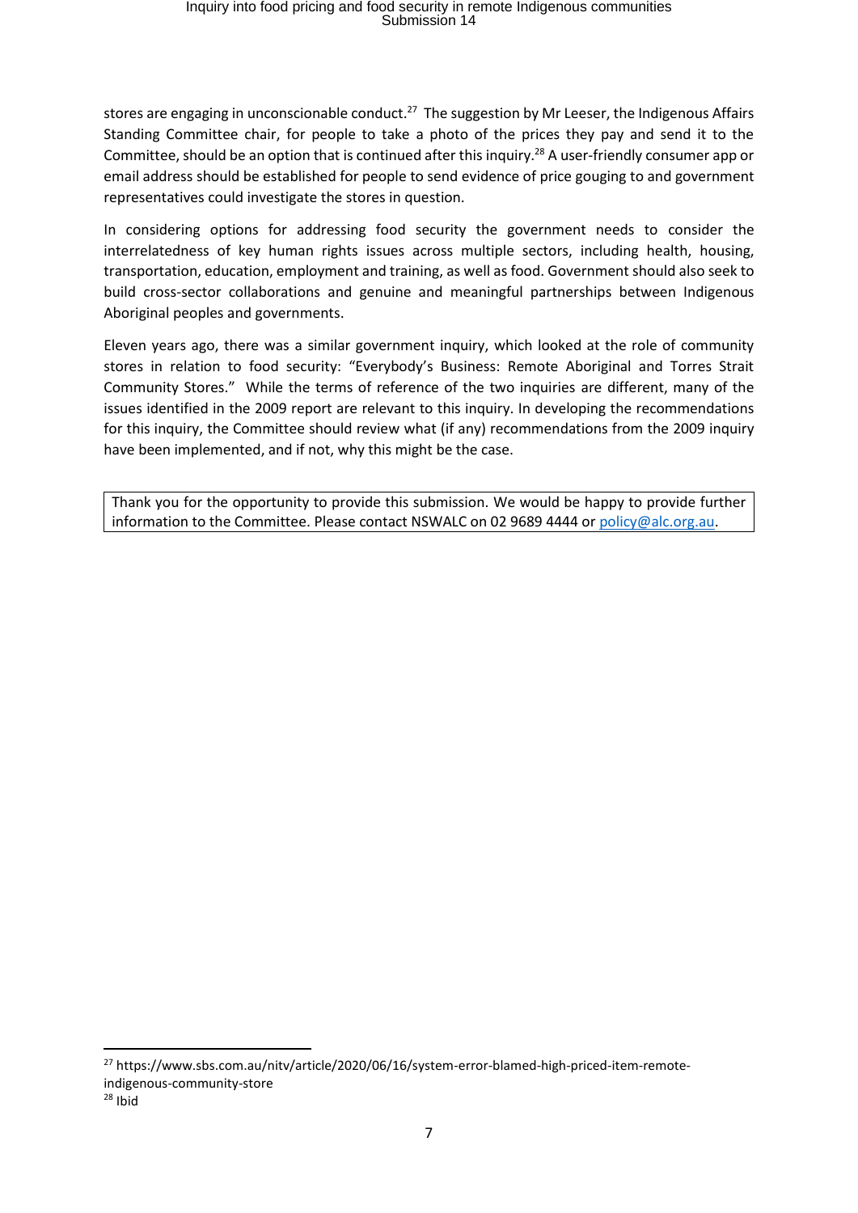stores are engaging in unconscionable conduct.[27] The suggestion by Mr Leeser, the Indigenous Affairs Standing Committee chair, for people to take a photo of the prices they pay and send it to the Committee, should be an option that is continued after this inquiry.[28] A user-friendly consumer app or email address should be established for people to send evidence of price gouging to and government representatives could investigate the stores in question.

In considering options for addressing food security the government needs to consider the interrelatedness of key human rights issues across multiple sectors, including health, housing, transportation, education, employment and training, as well as food. Government should also seek to build cross-sector collaborations and genuine and meaningful partnerships between Indigenous Aboriginal peoples and governments.

Eleven years ago, there was a similar government inquiry, which looked at the role of community stores in relation to food security: "Everybody's Business: Remote Aboriginal and Torres Strait Community Stores." While the terms of reference of the two inquiries are different, many of the issues identified in the 2009 report are relevant to this inquiry. In developing the recommendations for this inquiry, the Committee should review what (if any) recommendations from the 2009 inquiry have been implemented, and if not, why this might be the case.

Thank you for the opportunity to provide this submission. We would be happy to provide further information to the Committee. Please contact NSWALC on 02 9689 4444 or policy@alc.org.au.

---

[27] https://www.sbs.com.au/nitv/article/2020/06/16/system-error-blamed-high-priced-item-remote-indigenous-community-store

[28] Ibid